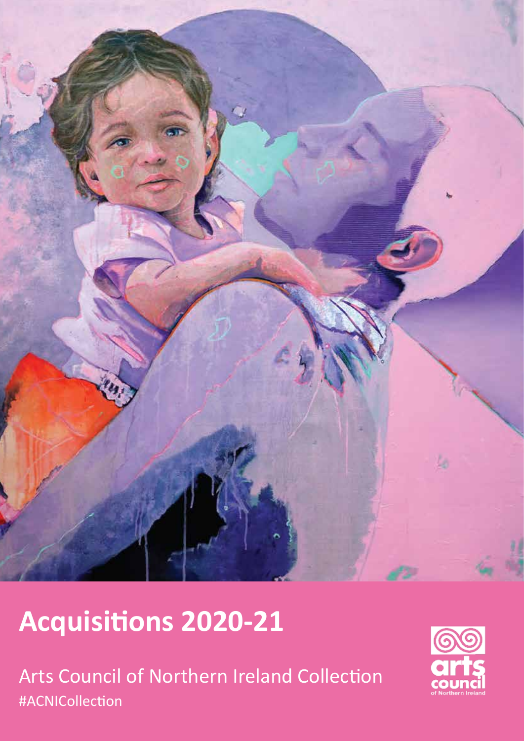# Acquisitions 2020-21

Arts Council of Northern Ireland Collection

#ACNICollection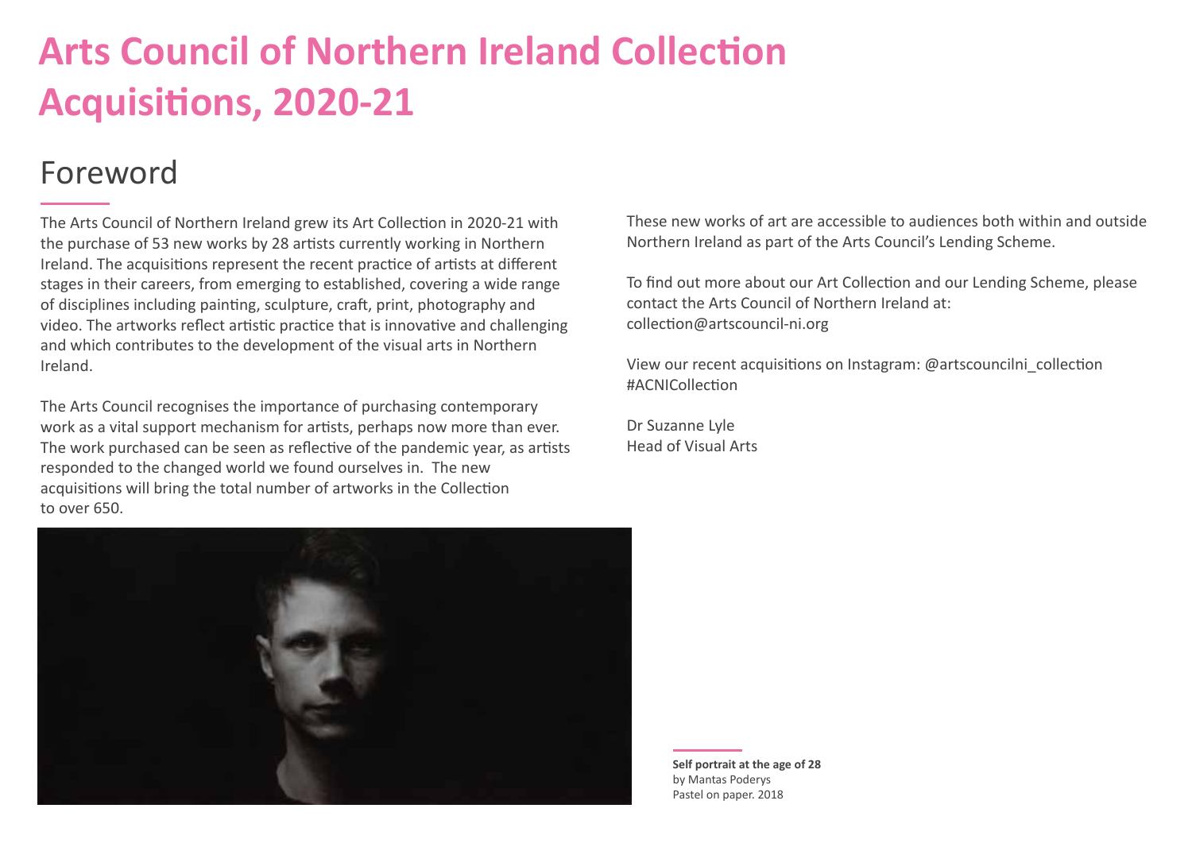# Arts Council of Northern Ireland Collection Acquisitions, 2020-21

## Foreword

The Arts Council of Northern Ireland grew its Art Collection in 2020-21 with the purchase of 53 new works by 28 artists currently working in Northern Ireland. The acquisitions represent the recent practice of artists at different stages in their careers, from emerging to established, covering a wide range of disciplines including painting, sculpture, craft, print, photography and video. The artworks reflect artistic practice that is innovative and challenging and which contributes to the development of the visual arts in Northern Ireland.

The Arts Council recognises the importance of purchasing contemporary work as a vital support mechanism for artists, perhaps now more than ever. The work purchased can be seen as reflective of the pandemic year, as artists responded to the changed world we found ourselves in. The new acquisitions will bring the total number of artworks in the Collection to over 650.

These new works of art are accessible to audiences both within and outside Northern Ireland as part of the Arts Council's Lending Scheme.

To find out more about our Art Collection and our Lending Scheme, please contact the Arts Council of Northern Ireland at: collection@artscouncil-ni.org

View our recent acquisitions on Instagram: @artscouncilni_collection #ACNICollection

Dr Suzanne Lyle
Head of Visual Arts

**Self portrait at the age of 28**
by Mantas Poderys
Pastel on paper. 2018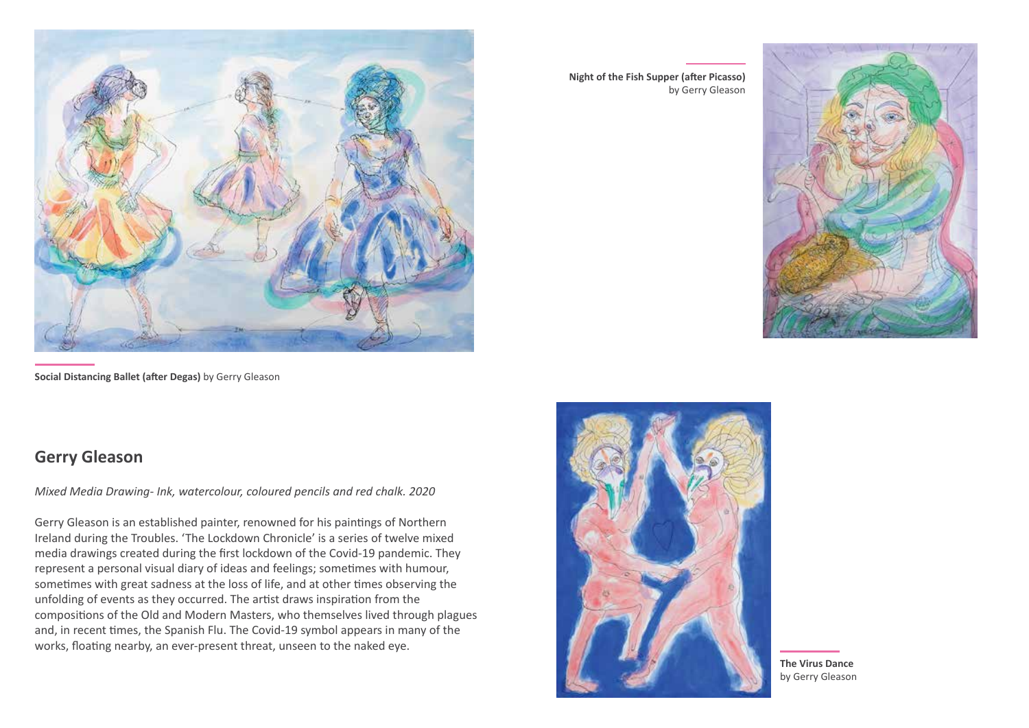**Social Distancing Ballet (after Degas)** by Gerry Gleason

**Night of the Fish Supper (after Picasso)**
by Gerry Gleason

## Gerry Gleason

*Mixed Media Drawing- Ink, watercolour, coloured pencils and red chalk. 2020*

Gerry Gleason is an established painter, renowned for his paintings of Northern Ireland during the Troubles. 'The Lockdown Chronicle' is a series of twelve mixed media drawings created during the first lockdown of the Covid-19 pandemic. They represent a personal visual diary of ideas and feelings; sometimes with humour, sometimes with great sadness at the loss of life, and at other times observing the unfolding of events as they occurred. The artist draws inspiration from the compositions of the Old and Modern Masters, who themselves lived through plagues and, in recent times, the Spanish Flu. The Covid-19 symbol appears in many of the works, floating nearby, an ever-present threat, unseen to the naked eye.

**The Virus Dance**
by Gerry Gleason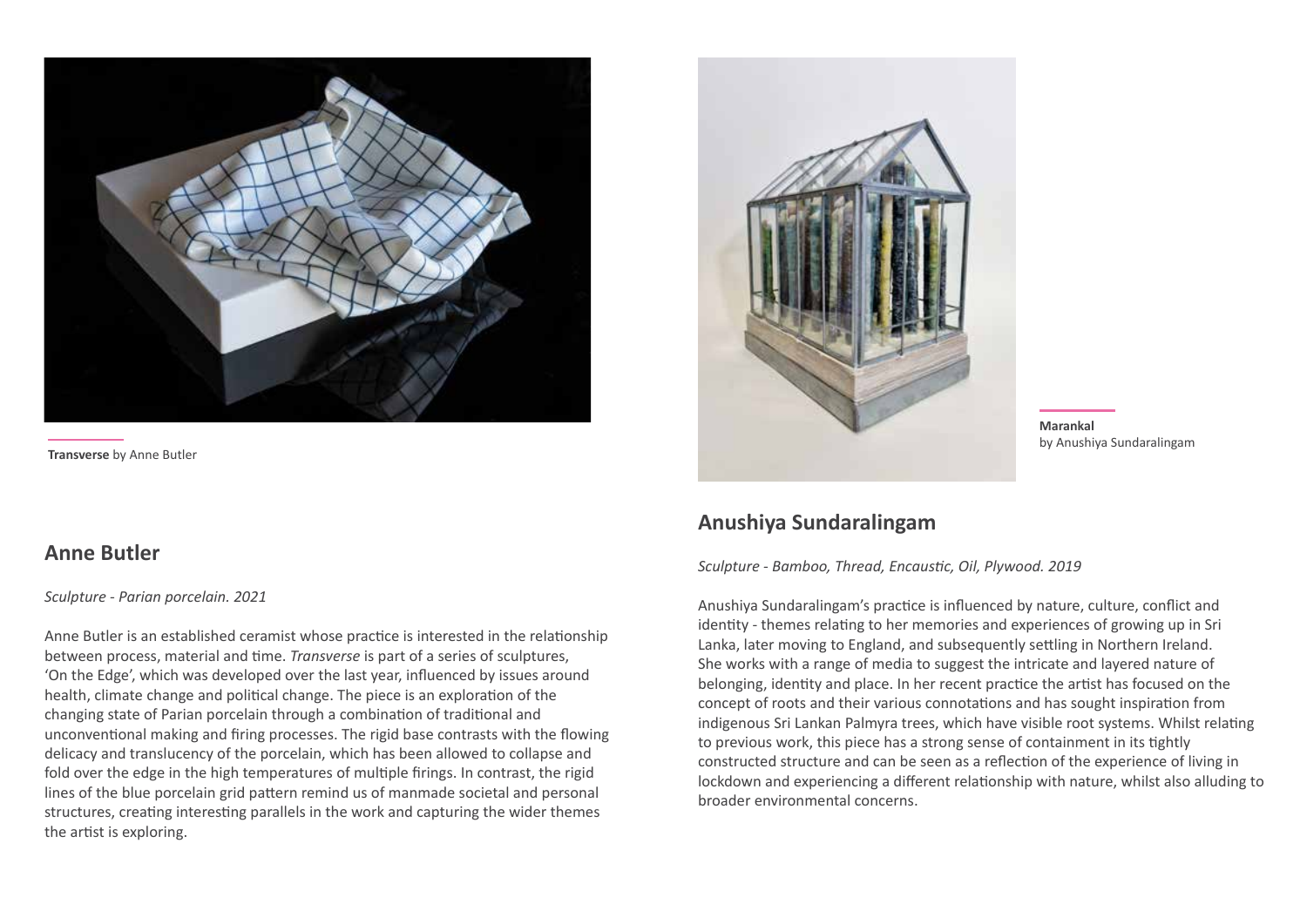**Transverse** by Anne Butler

## Anne Butler

*Sculpture - Parian porcelain. 2021*

Anne Butler is an established ceramist whose practice is interested in the relationship between process, material and time. *Transverse* is part of a series of sculptures, 'On the Edge', which was developed over the last year, influenced by issues around health, climate change and political change. The piece is an exploration of the changing state of Parian porcelain through a combination of traditional and unconventional making and firing processes. The rigid base contrasts with the flowing delicacy and translucency of the porcelain, which has been allowed to collapse and fold over the edge in the high temperatures of multiple firings. In contrast, the rigid lines of the blue porcelain grid pattern remind us of manmade societal and personal structures, creating interesting parallels in the work and capturing the wider themes the artist is exploring.

**Marankal**
by Anushiya Sundaralingam

## Anushiya Sundaralingam

*Sculpture - Bamboo, Thread, Encaustic, Oil, Plywood. 2019*

Anushiya Sundaralingam's practice is influenced by nature, culture, conflict and identity - themes relating to her memories and experiences of growing up in Sri Lanka, later moving to England, and subsequently settling in Northern Ireland. She works with a range of media to suggest the intricate and layered nature of belonging, identity and place. In her recent practice the artist has focused on the concept of roots and their various connotations and has sought inspiration from indigenous Sri Lankan Palmyra trees, which have visible root systems. Whilst relating to previous work, this piece has a strong sense of containment in its tightly constructed structure and can be seen as a reflection of the experience of living in lockdown and experiencing a different relationship with nature, whilst also alluding to broader environmental concerns.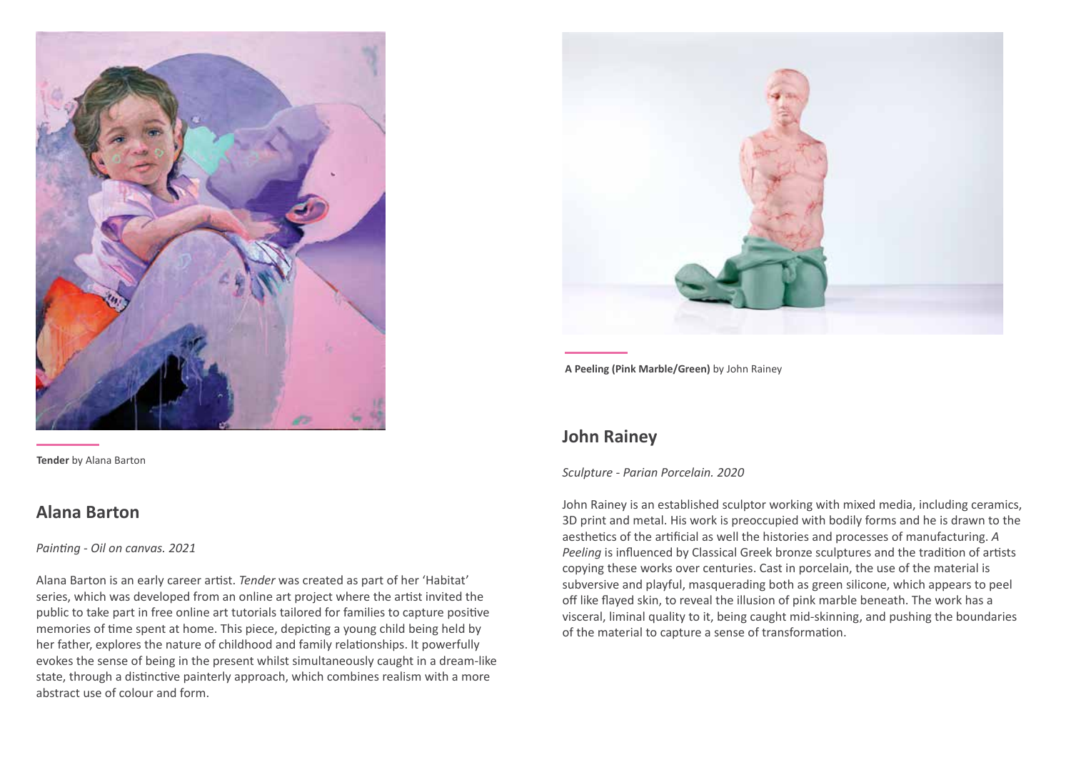**Tender** by Alana Barton

## Alana Barton

*Painting - Oil on canvas. 2021*

Alana Barton is an early career artist. *Tender* was created as part of her 'Habitat' series, which was developed from an online art project where the artist invited the public to take part in free online art tutorials tailored for families to capture positive memories of time spent at home. This piece, depicting a young child being held by her father, explores the nature of childhood and family relationships. It powerfully evokes the sense of being in the present whilst simultaneously caught in a dream-like state, through a distinctive painterly approach, which combines realism with a more abstract use of colour and form.

**A Peeling (Pink Marble/Green)** by John Rainey

## John Rainey

*Sculpture - Parian Porcelain. 2020*

John Rainey is an established sculptor working with mixed media, including ceramics, 3D print and metal. His work is preoccupied with bodily forms and he is drawn to the aesthetics of the artificial as well the histories and processes of manufacturing. *A Peeling* is influenced by Classical Greek bronze sculptures and the tradition of artists copying these works over centuries. Cast in porcelain, the use of the material is subversive and playful, masquerading both as green silicone, which appears to peel off like flayed skin, to reveal the illusion of pink marble beneath. The work has a visceral, liminal quality to it, being caught mid-skinning, and pushing the boundaries of the material to capture a sense of transformation.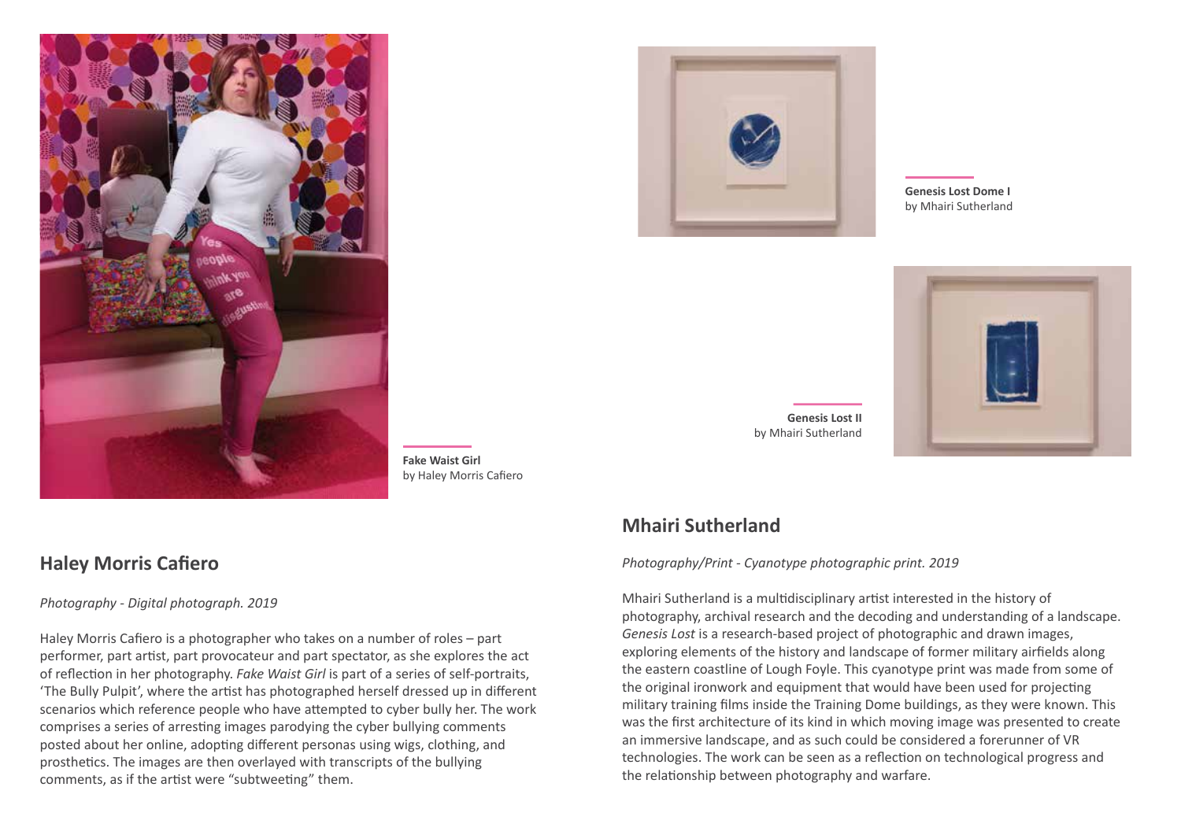**Fake Waist Girl**
by Haley Morris Cafiero

**Genesis Lost Dome I**
by Mhairi Sutherland

**Genesis Lost II**
by Mhairi Sutherland

## Haley Morris Cafiero

*Photography - Digital photograph. 2019*

Haley Morris Cafiero is a photographer who takes on a number of roles – part performer, part artist, part provocateur and part spectator, as she explores the act of reflection in her photography. *Fake Waist Girl* is part of a series of self-portraits, 'The Bully Pulpit', where the artist has photographed herself dressed up in different scenarios which reference people who have attempted to cyber bully her. The work comprises a series of arresting images parodying the cyber bullying comments posted about her online, adopting different personas using wigs, clothing, and prosthetics. The images are then overlayed with transcripts of the bullying comments, as if the artist were "subtweeting" them.

## Mhairi Sutherland

*Photography/Print - Cyanotype photographic print. 2019*

Mhairi Sutherland is a multidisciplinary artist interested in the history of photography, archival research and the decoding and understanding of a landscape. *Genesis Lost* is a research-based project of photographic and drawn images, exploring elements of the history and landscape of former military airfields along the eastern coastline of Lough Foyle. This cyanotype print was made from some of the original ironwork and equipment that would have been used for projecting military training films inside the Training Dome buildings, as they were known. This was the first architecture of its kind in which moving image was presented to create an immersive landscape, and as such could be considered a forerunner of VR technologies. The work can be seen as a reflection on technological progress and the relationship between photography and warfare.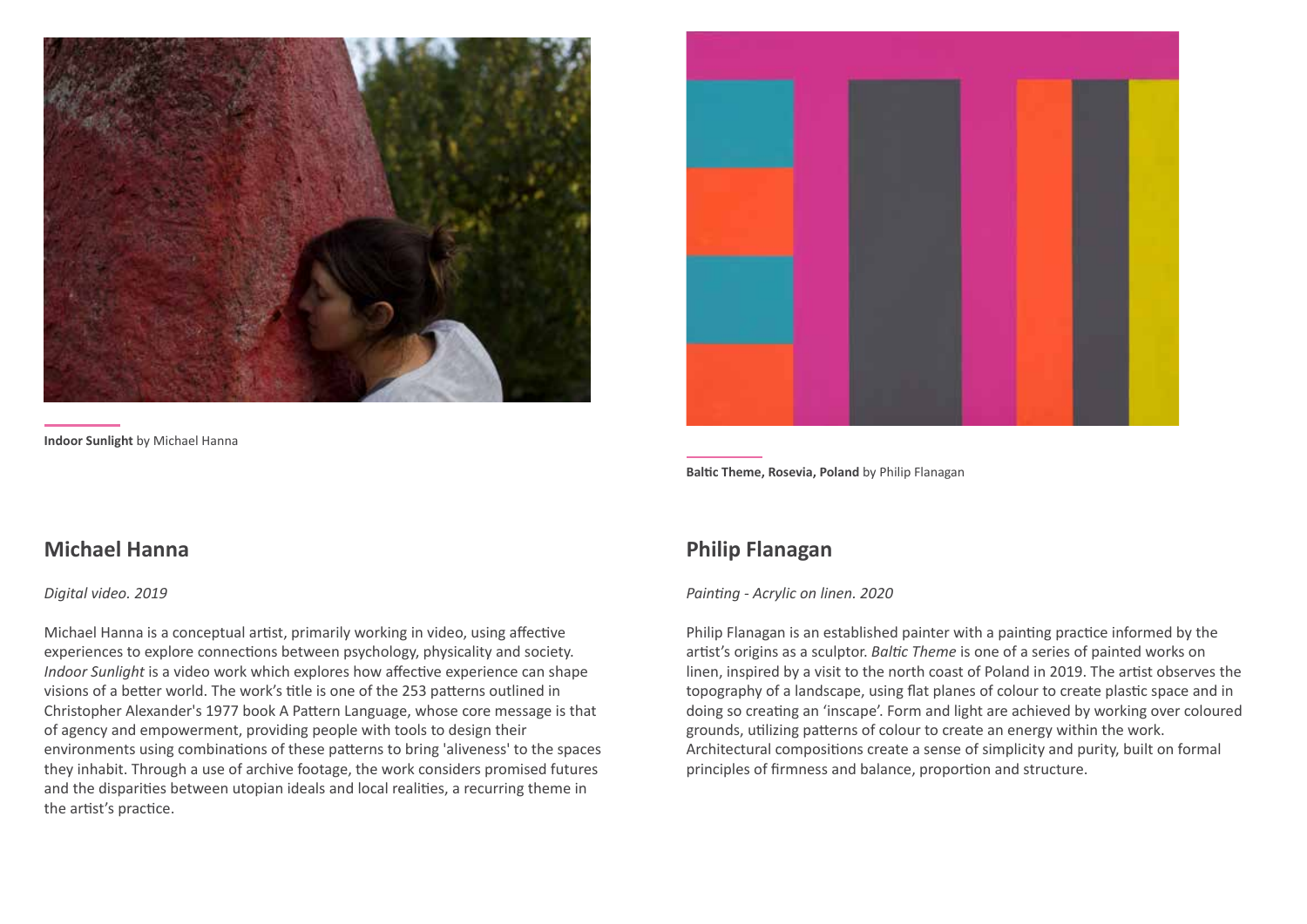**Indoor Sunlight** by Michael Hanna

## Michael Hanna

*Digital video. 2019*

Michael Hanna is a conceptual artist, primarily working in video, using affective experiences to explore connections between psychology, physicality and society. *Indoor Sunlight* is a video work which explores how affective experience can shape visions of a better world. The work's title is one of the 253 patterns outlined in Christopher Alexander's 1977 book A Pattern Language, whose core message is that of agency and empowerment, providing people with tools to design their environments using combinations of these patterns to bring 'aliveness' to the spaces they inhabit. Through a use of archive footage, the work considers promised futures and the disparities between utopian ideals and local realities, a recurring theme in the artist's practice.

**Baltic Theme, Rosevia, Poland** by Philip Flanagan

## Philip Flanagan

*Painting - Acrylic on linen. 2020*

Philip Flanagan is an established painter with a painting practice informed by the artist's origins as a sculptor. *Baltic Theme* is one of a series of painted works on linen, inspired by a visit to the north coast of Poland in 2019. The artist observes the topography of a landscape, using flat planes of colour to create plastic space and in doing so creating an 'inscape'. Form and light are achieved by working over coloured grounds, utilizing patterns of colour to create an energy within the work. Architectural compositions create a sense of simplicity and purity, built on formal principles of firmness and balance, proportion and structure.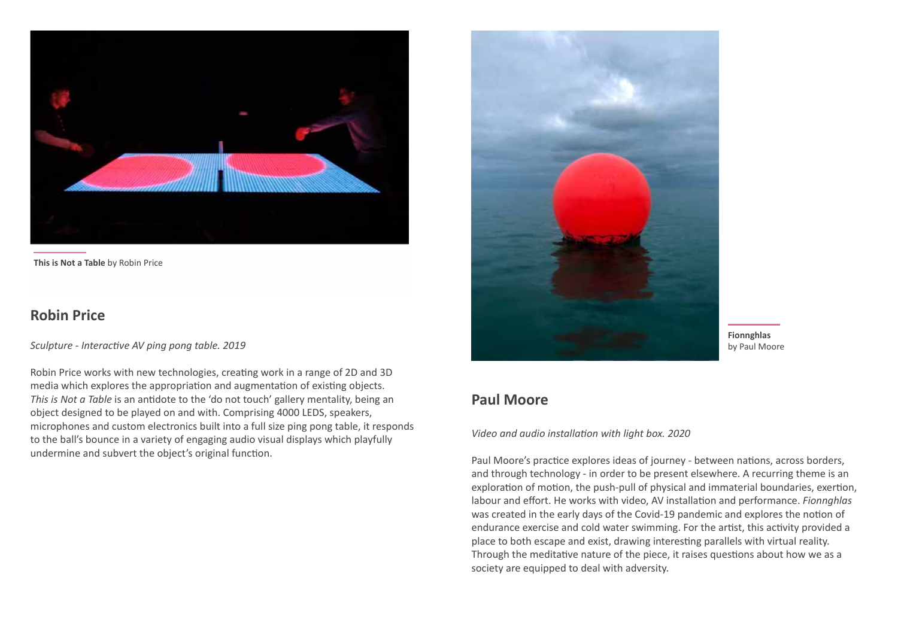**This is Not a Table** by Robin Price

## Robin Price

*Sculpture - Interactive AV ping pong table. 2019*

Robin Price works with new technologies, creating work in a range of 2D and 3D media which explores the appropriation and augmentation of existing objects. *This is Not a Table* is an antidote to the 'do not touch' gallery mentality, being an object designed to be played on and with. Comprising 4000 LEDS, speakers, microphones and custom electronics built into a full size ping pong table, it responds to the ball's bounce in a variety of engaging audio visual displays which playfully undermine and subvert the object's original function.

**Fionnghlas** by Paul Moore

## Paul Moore

*Video and audio installation with light box. 2020*

Paul Moore's practice explores ideas of journey - between nations, across borders, and through technology - in order to be present elsewhere. A recurring theme is an exploration of motion, the push-pull of physical and immaterial boundaries, exertion, labour and effort. He works with video, AV installation and performance. *Fionnghlas* was created in the early days of the Covid-19 pandemic and explores the notion of endurance exercise and cold water swimming. For the artist, this activity provided a place to both escape and exist, drawing interesting parallels with virtual reality. Through the meditative nature of the piece, it raises questions about how we as a society are equipped to deal with adversity.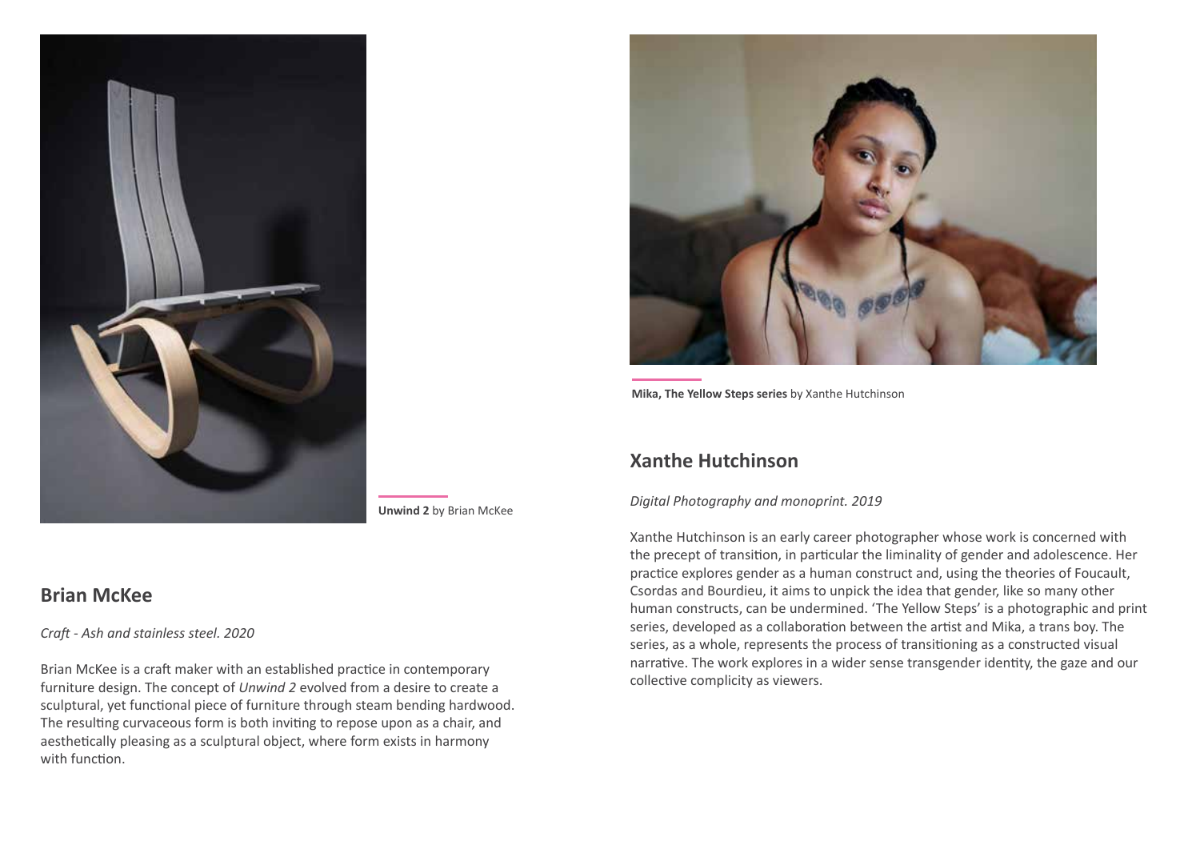**Unwind 2** by Brian McKee

## Brian McKee

*Craft - Ash and stainless steel. 2020*

Brian McKee is a craft maker with an established practice in contemporary furniture design. The concept of *Unwind 2* evolved from a desire to create a sculptural, yet functional piece of furniture through steam bending hardwood. The resulting curvaceous form is both inviting to repose upon as a chair, and aesthetically pleasing as a sculptural object, where form exists in harmony with function.

**Mika, The Yellow Steps series** by Xanthe Hutchinson

## Xanthe Hutchinson

*Digital Photography and monoprint. 2019*

Xanthe Hutchinson is an early career photographer whose work is concerned with the precept of transition, in particular the liminality of gender and adolescence. Her practice explores gender as a human construct and, using the theories of Foucault, Csordas and Bourdieu, it aims to unpick the idea that gender, like so many other human constructs, can be undermined. 'The Yellow Steps' is a photographic and print series, developed as a collaboration between the artist and Mika, a trans boy. The series, as a whole, represents the process of transitioning as a constructed visual narrative. The work explores in a wider sense transgender identity, the gaze and our collective complicity as viewers.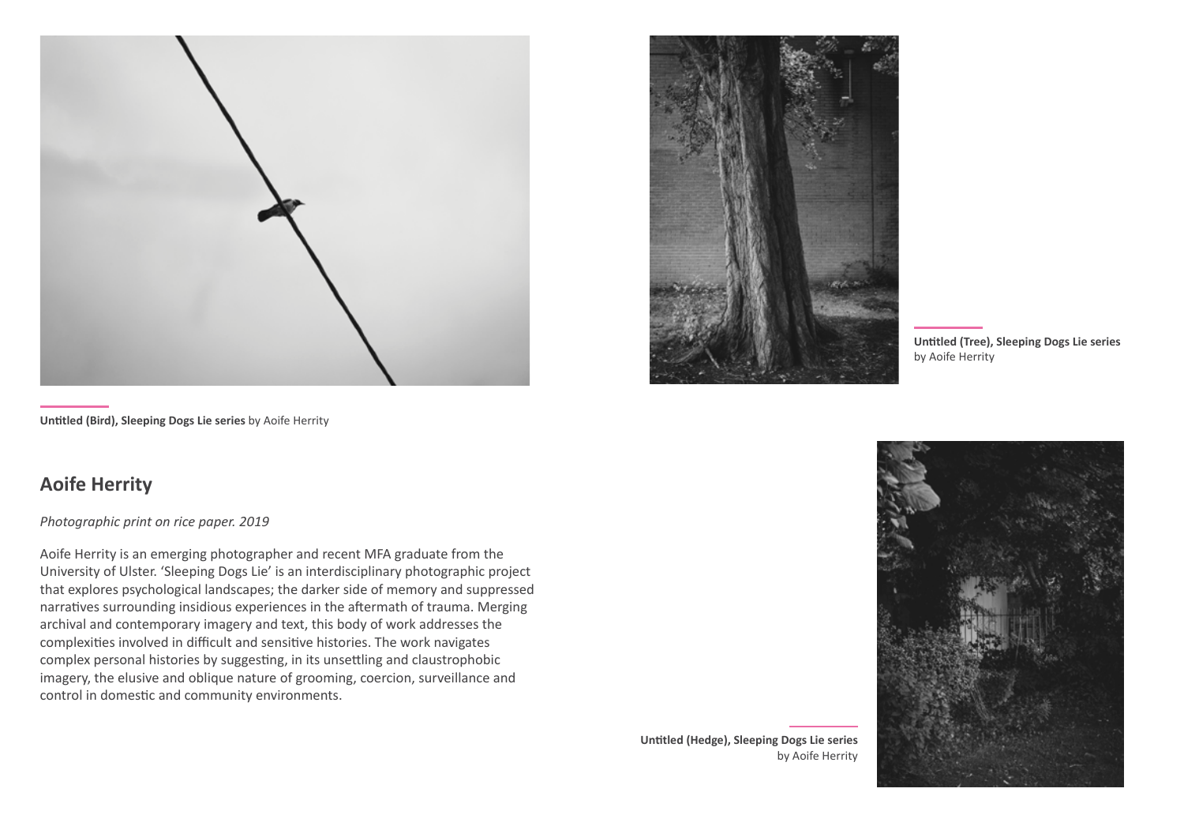**Untitled (Bird), Sleeping Dogs Lie series** by Aoife Herrity

**Untitled (Tree), Sleeping Dogs Lie series** by Aoife Herrity

## Aoife Herrity

*Photographic print on rice paper. 2019*

Aoife Herrity is an emerging photographer and recent MFA graduate from the University of Ulster. 'Sleeping Dogs Lie' is an interdisciplinary photographic project that explores psychological landscapes; the darker side of memory and suppressed narratives surrounding insidious experiences in the aftermath of trauma. Merging archival and contemporary imagery and text, this body of work addresses the complexities involved in difficult and sensitive histories. The work navigates complex personal histories by suggesting, in its unsettling and claustrophobic imagery, the elusive and oblique nature of grooming, coercion, surveillance and control in domestic and community environments.

**Untitled (Hedge), Sleeping Dogs Lie series** by Aoife Herrity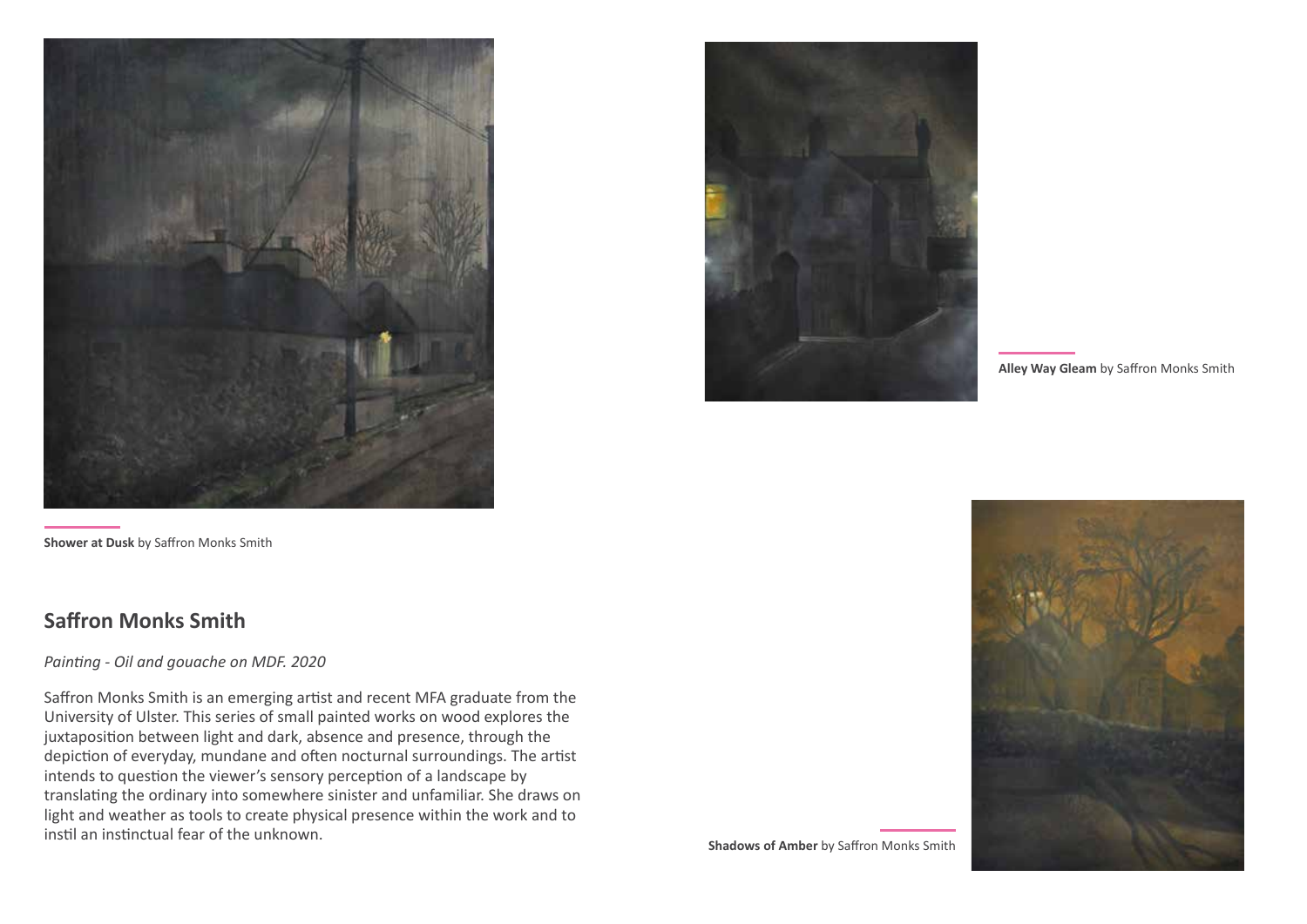**Shower at Dusk** by Saffron Monks Smith

**Alley Way Gleam** by Saffron Monks Smith

## Saffron Monks Smith

*Painting - Oil and gouache on MDF. 2020*

Saffron Monks Smith is an emerging artist and recent MFA graduate from the University of Ulster. This series of small painted works on wood explores the juxtaposition between light and dark, absence and presence, through the depiction of everyday, mundane and often nocturnal surroundings. The artist intends to question the viewer's sensory perception of a landscape by translating the ordinary into somewhere sinister and unfamiliar. She draws on light and weather as tools to create physical presence within the work and to instil an instinctual fear of the unknown.

**Shadows of Amber** by Saffron Monks Smith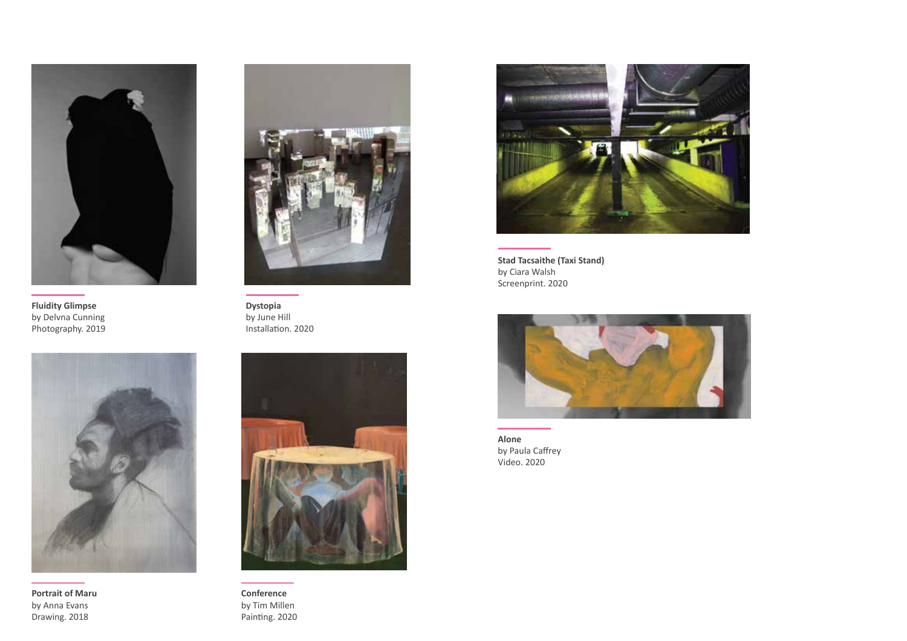**Fluidity Glimpse**
by Delvna Cunning
Photography. 2019

**Dystopia**
by June Hill
Installation. 2020

**Stad Tacsaithe (Taxi Stand)**
by Ciara Walsh
Screenprint. 2020

**Portrait of Maru**
by Anna Evans
Drawing. 2018

**Conference**
by Tim Millen
Painting. 2020

**Alone**
by Paula Caffrey
Video. 2020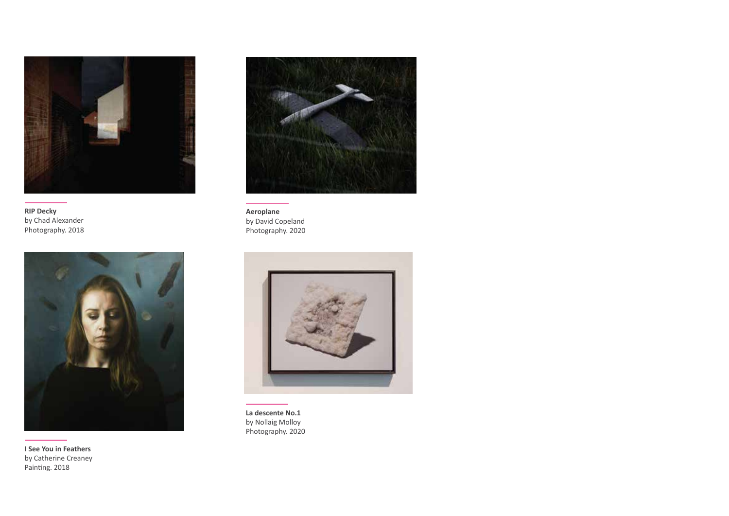**RIP Decky**
by Chad Alexander
Photography. 2018

**Aeroplane**
by David Copeland
Photography. 2020

**I See You in Feathers**
by Catherine Creaney
Painting. 2018

**La descente No.1**
by Nollaig Molloy
Photography. 2020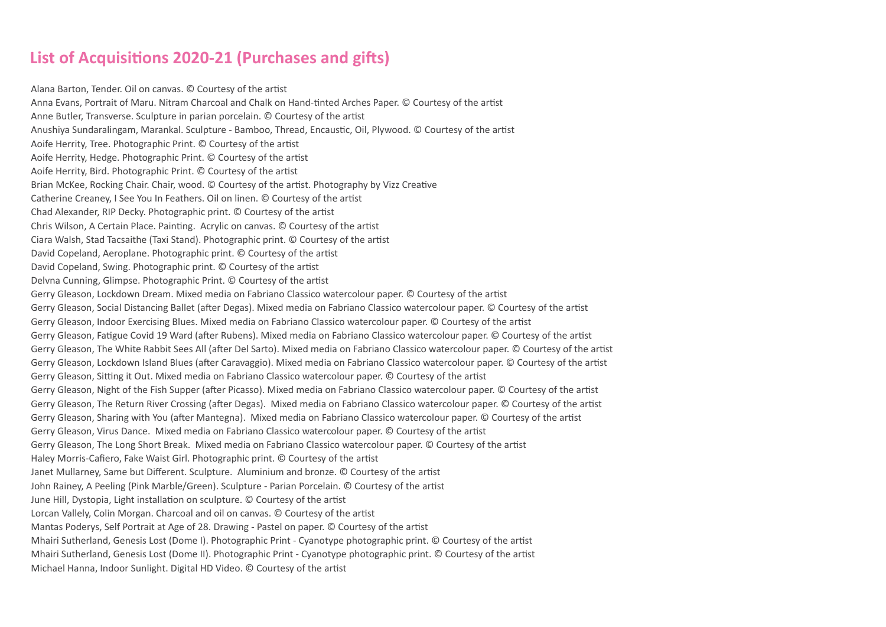## List of Acquisitions 2020-21 (Purchases and gifts)

Alana Barton, Tender. Oil on canvas. © Courtesy of the artist
Anna Evans, Portrait of Maru. Nitram Charcoal and Chalk on Hand-tinted Arches Paper. © Courtesy of the artist
Anne Butler, Transverse. Sculpture in parian porcelain. © Courtesy of the artist
Anushiya Sundaralingam, Marankal. Sculpture - Bamboo, Thread, Encaustic, Oil, Plywood. © Courtesy of the artist
Aoife Herrity, Tree. Photographic Print. © Courtesy of the artist
Aoife Herrity, Hedge. Photographic Print. © Courtesy of the artist
Aoife Herrity, Bird. Photographic Print. © Courtesy of the artist
Brian McKee, Rocking Chair. Chair, wood. © Courtesy of the artist. Photography by Vizz Creative
Catherine Creaney, I See You In Feathers. Oil on linen. © Courtesy of the artist
Chad Alexander, RIP Decky. Photographic print. © Courtesy of the artist
Chris Wilson, A Certain Place. Painting. Acrylic on canvas. © Courtesy of the artist
Ciara Walsh, Stad Tacsaithe (Taxi Stand). Photographic print. © Courtesy of the artist
David Copeland, Aeroplane. Photographic print. © Courtesy of the artist
David Copeland, Swing. Photographic print. © Courtesy of the artist
Delvna Cunning, Glimpse. Photographic Print. © Courtesy of the artist
Gerry Gleason, Lockdown Dream. Mixed media on Fabriano Classico watercolour paper. © Courtesy of the artist
Gerry Gleason, Social Distancing Ballet (after Degas). Mixed media on Fabriano Classico watercolour paper. © Courtesy of the artist
Gerry Gleason, Indoor Exercising Blues. Mixed media on Fabriano Classico watercolour paper. © Courtesy of the artist
Gerry Gleason, Fatigue Covid 19 Ward (after Rubens). Mixed media on Fabriano Classico watercolour paper. © Courtesy of the artist
Gerry Gleason, The White Rabbit Sees All (after Del Sarto). Mixed media on Fabriano Classico watercolour paper. © Courtesy of the artist
Gerry Gleason, Lockdown Island Blues (after Caravaggio). Mixed media on Fabriano Classico watercolour paper. © Courtesy of the artist
Gerry Gleason, Sitting it Out. Mixed media on Fabriano Classico watercolour paper. © Courtesy of the artist
Gerry Gleason, Night of the Fish Supper (after Picasso). Mixed media on Fabriano Classico watercolour paper. © Courtesy of the artist
Gerry Gleason, The Return River Crossing (after Degas). Mixed media on Fabriano Classico watercolour paper. © Courtesy of the artist
Gerry Gleason, Sharing with You (after Mantegna). Mixed media on Fabriano Classico watercolour paper. © Courtesy of the artist
Gerry Gleason, Virus Dance. Mixed media on Fabriano Classico watercolour paper. © Courtesy of the artist
Gerry Gleason, The Long Short Break. Mixed media on Fabriano Classico watercolour paper. © Courtesy of the artist
Haley Morris-Cafiero, Fake Waist Girl. Photographic print. © Courtesy of the artist
Janet Mullarney, Same but Different. Sculpture. Aluminium and bronze. © Courtesy of the artist
John Rainey, A Peeling (Pink Marble/Green). Sculpture - Parian Porcelain. © Courtesy of the artist
June Hill, Dystopia, Light installation on sculpture. © Courtesy of the artist
Lorcan Vallely, Colin Morgan. Charcoal and oil on canvas. © Courtesy of the artist
Mantas Poderys, Self Portrait at Age of 28. Drawing - Pastel on paper. © Courtesy of the artist
Mhairi Sutherland, Genesis Lost (Dome I). Photographic Print - Cyanotype photographic print. © Courtesy of the artist
Mhairi Sutherland, Genesis Lost (Dome II). Photographic Print - Cyanotype photographic print. © Courtesy of the artist
Michael Hanna, Indoor Sunlight. Digital HD Video. © Courtesy of the artist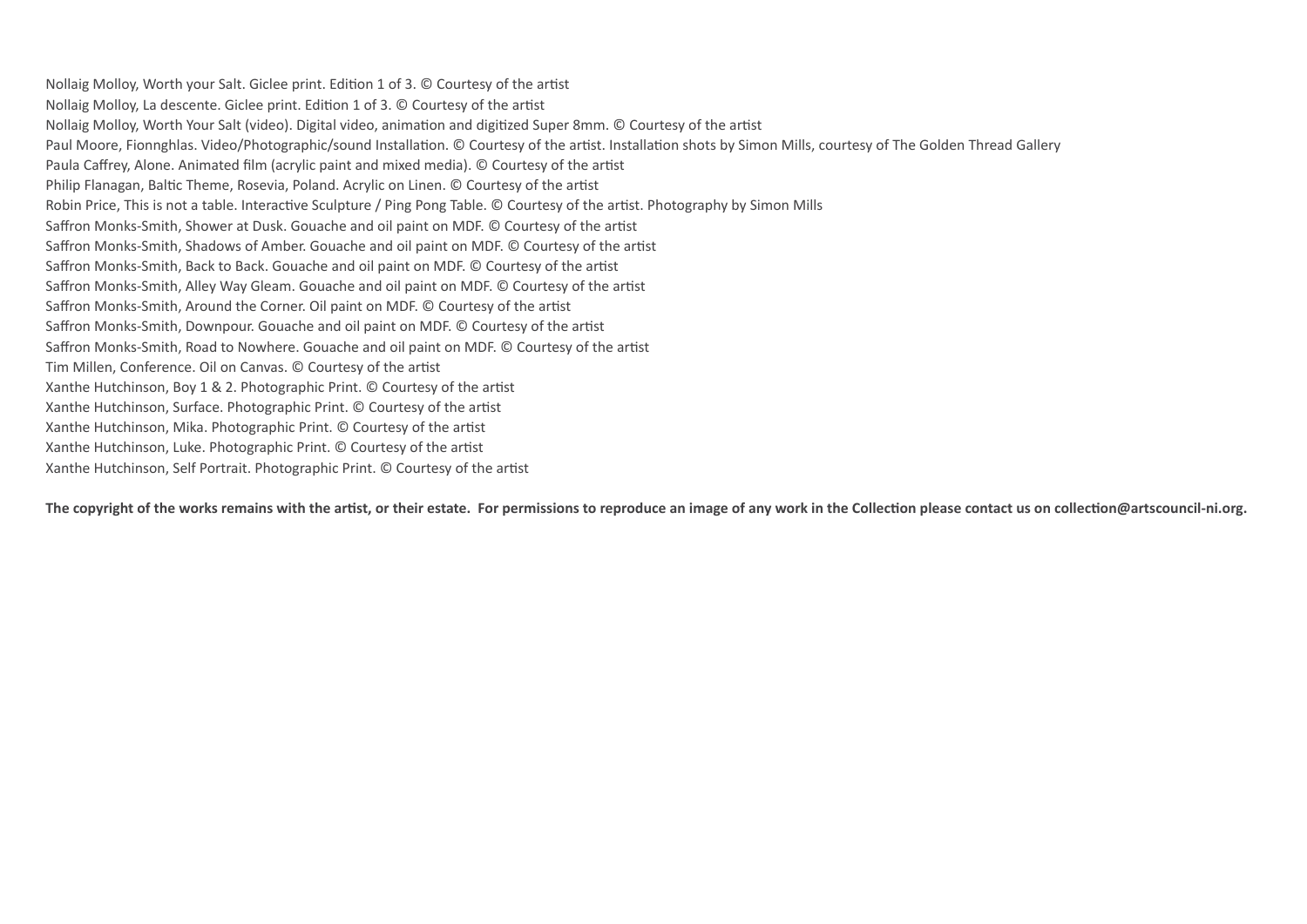Nollaig Molloy, Worth your Salt. Giclee print. Edition 1 of 3. © Courtesy of the artist
Nollaig Molloy, La descente. Giclee print. Edition 1 of 3. © Courtesy of the artist
Nollaig Molloy, Worth Your Salt (video). Digital video, animation and digitized Super 8mm. © Courtesy of the artist
Paul Moore, Fionnghlas. Video/Photographic/sound Installation. © Courtesy of the artist. Installation shots by Simon Mills, courtesy of The Golden Thread Gallery
Paula Caffrey, Alone. Animated film (acrylic paint and mixed media). © Courtesy of the artist
Philip Flanagan, Baltic Theme, Rosevia, Poland. Acrylic on Linen. © Courtesy of the artist
Robin Price, This is not a table. Interactive Sculpture / Ping Pong Table. © Courtesy of the artist. Photography by Simon Mills
Saffron Monks-Smith, Shower at Dusk. Gouache and oil paint on MDF. © Courtesy of the artist
Saffron Monks-Smith, Shadows of Amber. Gouache and oil paint on MDF. © Courtesy of the artist
Saffron Monks-Smith, Back to Back. Gouache and oil paint on MDF. © Courtesy of the artist
Saffron Monks-Smith, Alley Way Gleam. Gouache and oil paint on MDF. © Courtesy of the artist
Saffron Monks-Smith, Around the Corner. Oil paint on MDF. © Courtesy of the artist
Saffron Monks-Smith, Downpour. Gouache and oil paint on MDF. © Courtesy of the artist
Saffron Monks-Smith, Road to Nowhere. Gouache and oil paint on MDF. © Courtesy of the artist
Tim Millen, Conference. Oil on Canvas. © Courtesy of the artist
Xanthe Hutchinson, Boy 1 & 2. Photographic Print. © Courtesy of the artist
Xanthe Hutchinson, Surface. Photographic Print. © Courtesy of the artist
Xanthe Hutchinson, Mika. Photographic Print. © Courtesy of the artist
Xanthe Hutchinson, Luke. Photographic Print. © Courtesy of the artist
Xanthe Hutchinson, Self Portrait. Photographic Print. © Courtesy of the artist

**The copyright of the works remains with the artist, or their estate. For permissions to reproduce an image of any work in the Collection please contact us on collection@artscouncil-ni.org.**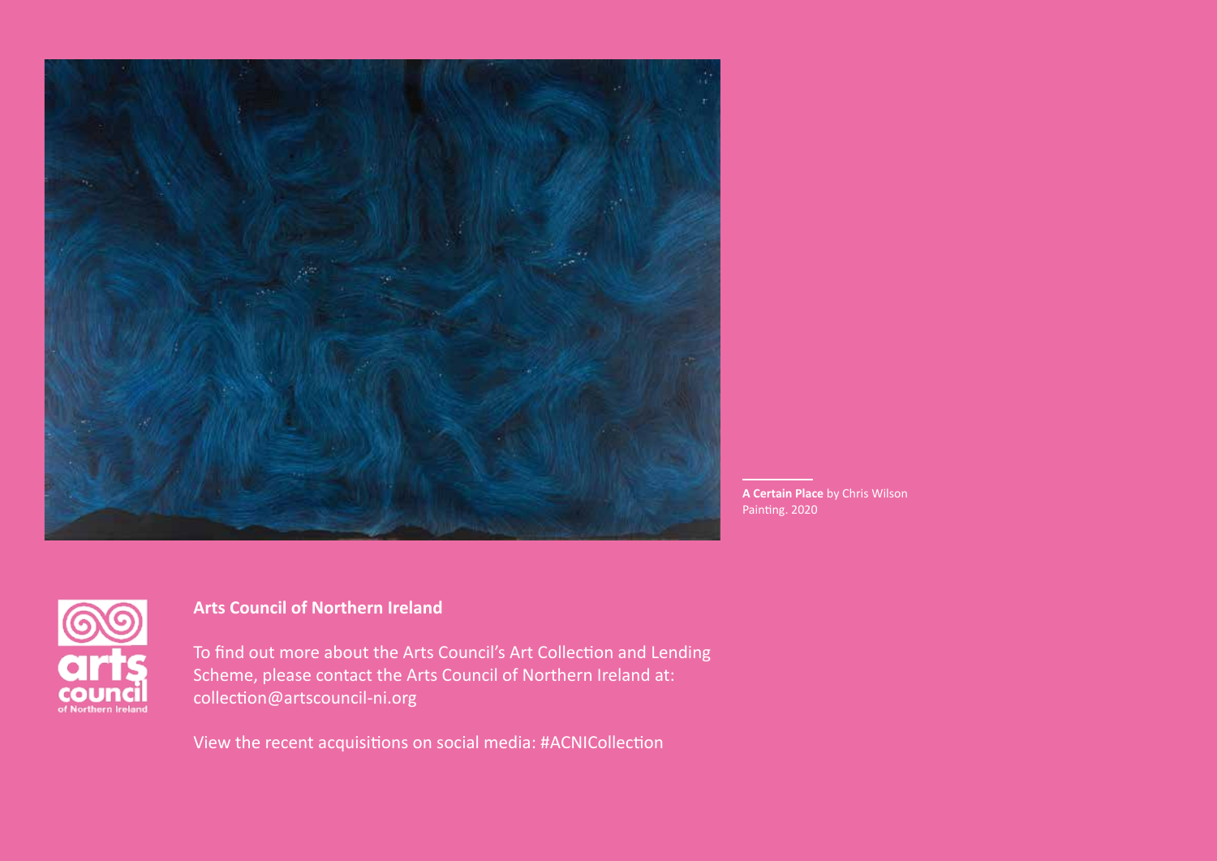**A Certain Place** by Chris Wilson
Painting. 2020

## Arts Council of Northern Ireland

To find out more about the Arts Council's Art Collection and Lending Scheme, please contact the Arts Council of Northern Ireland at: collection@artscouncil-ni.org

View the recent acquisitions on social media: #ACNICollection